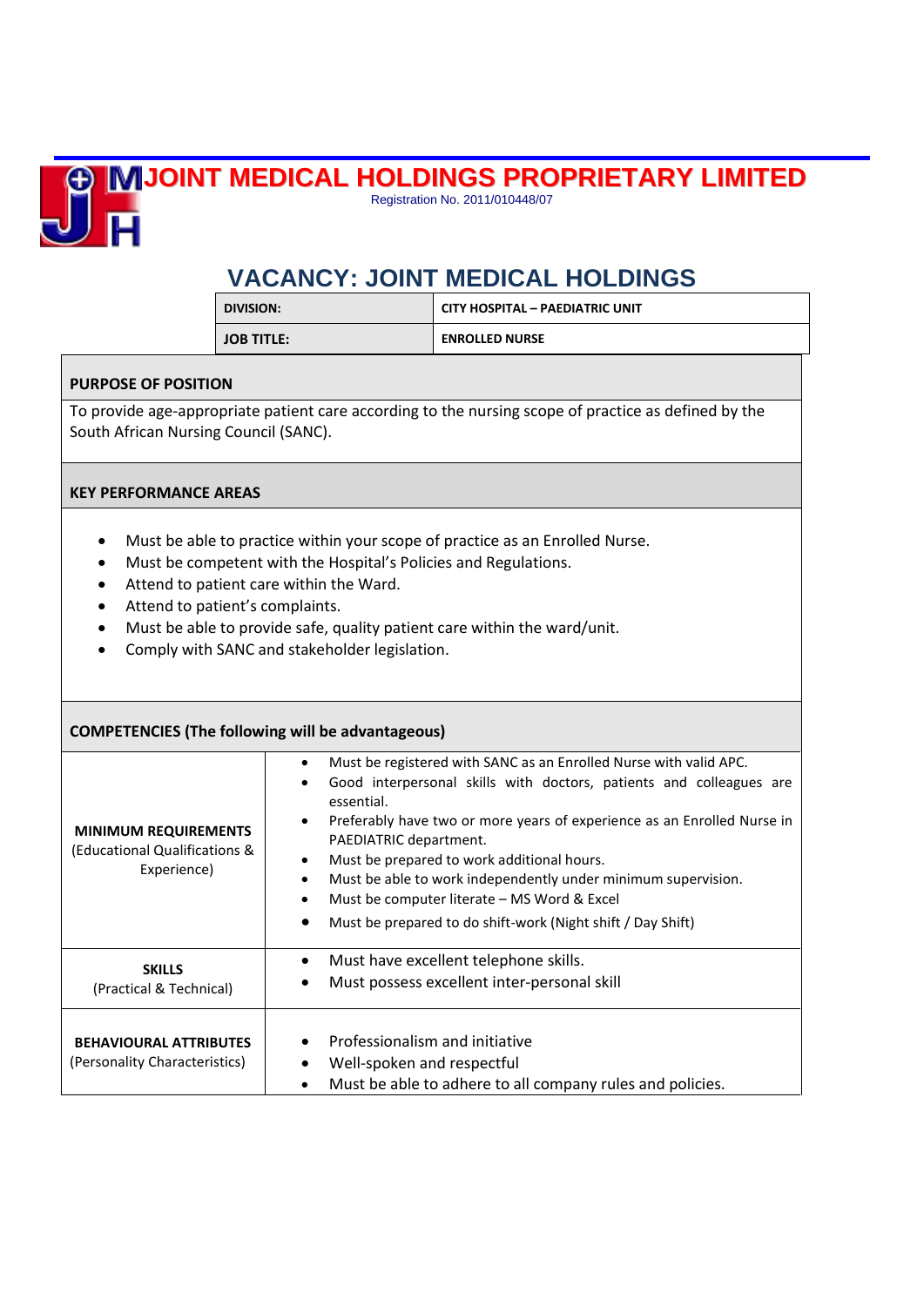# JOINT MEDICAL HOLDINGS PROPRIETARY LIMITED

Registration No. 2011/010448/07

## VACANCY: JOINT MEDICAL HOLDINGS

| **DIVISION:** | **CITY HOSPITAL – PAEDIATRIC UNIT** |
|---|---|
| **JOB TITLE:** | **ENROLLED NURSE** |

### PURPOSE OF POSITION

To provide age-appropriate patient care according to the nursing scope of practice as defined by the South African Nursing Council (SANC).

### KEY PERFORMANCE AREAS

- Must be able to practice within your scope of practice as an Enrolled Nurse.
- Must be competent with the Hospital's Policies and Regulations.
- Attend to patient care within the Ward.
- Attend to patient's complaints.
- Must be able to provide safe, quality patient care within the ward/unit.
- Comply with SANC and stakeholder legislation.

### COMPETENCIES (The following will be advantageous)

| | |
|---|---|
| **MINIMUM REQUIREMENTS** (Educational Qualifications & Experience) | • Must be registered with SANC as an Enrolled Nurse with valid APC.<br>• Good interpersonal skills with doctors, patients and colleagues are essential.<br>• Preferably have two or more years of experience as an Enrolled Nurse in PAEDIATRIC department.<br>• Must be prepared to work additional hours.<br>• Must be able to work independently under minimum supervision.<br>• Must be computer literate – MS Word & Excel<br>• Must be prepared to do shift-work (Night shift / Day Shift) |
| **SKILLS** (Practical & Technical) | • Must have excellent telephone skills.<br>• Must possess excellent inter-personal skill |
| **BEHAVIOURAL ATTRIBUTES** (Personality Characteristics) | • Professionalism and initiative<br>• Well-spoken and respectful<br>• Must be able to adhere to all company rules and policies. |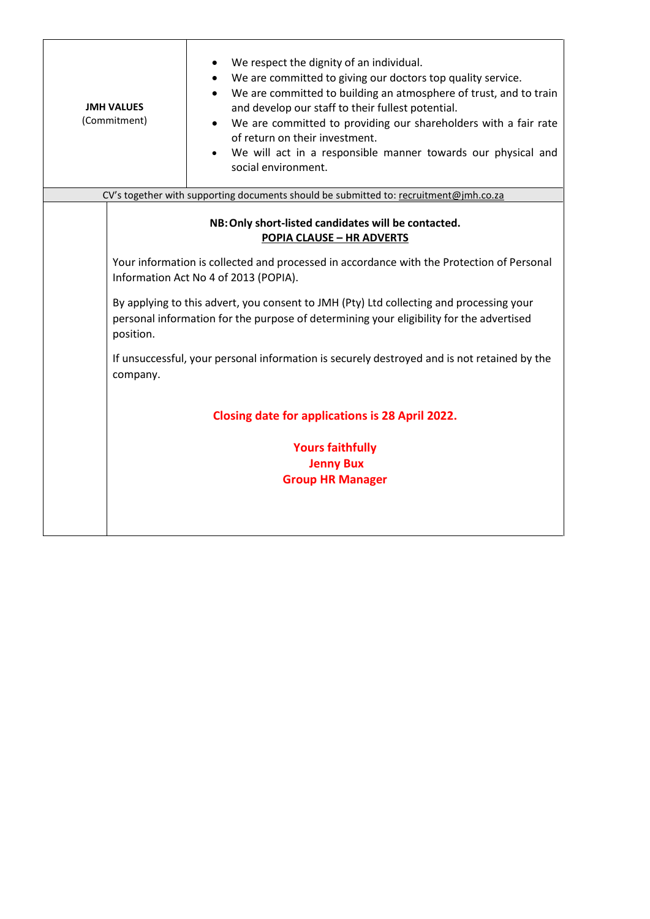| | |
|---|---|
| **JMH VALUES** (Commitment) | • We respect the dignity of an individual. <br> • We are committed to giving our doctors top quality service. <br> • We are committed to building an atmosphere of trust, and to train and develop our staff to their fullest potential. <br> • We are committed to providing our shareholders with a fair rate of return on their investment. <br> • We will act in a responsible manner towards our physical and social environment. |

CV's together with supporting documents should be submitted to: recruitment@jmh.co.za

**NB: Only short-listed candidates will be contacted.**

**POPIA CLAUSE – HR ADVERTS**

Your information is collected and processed in accordance with the Protection of Personal Information Act No 4 of 2013 (POPIA).

By applying to this advert, you consent to JMH (Pty) Ltd collecting and processing your personal information for the purpose of determining your eligibility for the advertised position.

If unsuccessful, your personal information is securely destroyed and is not retained by the company.

**Closing date for applications is 28 April 2022.**

**Yours faithfully**
**Jenny Bux**
**Group HR Manager**